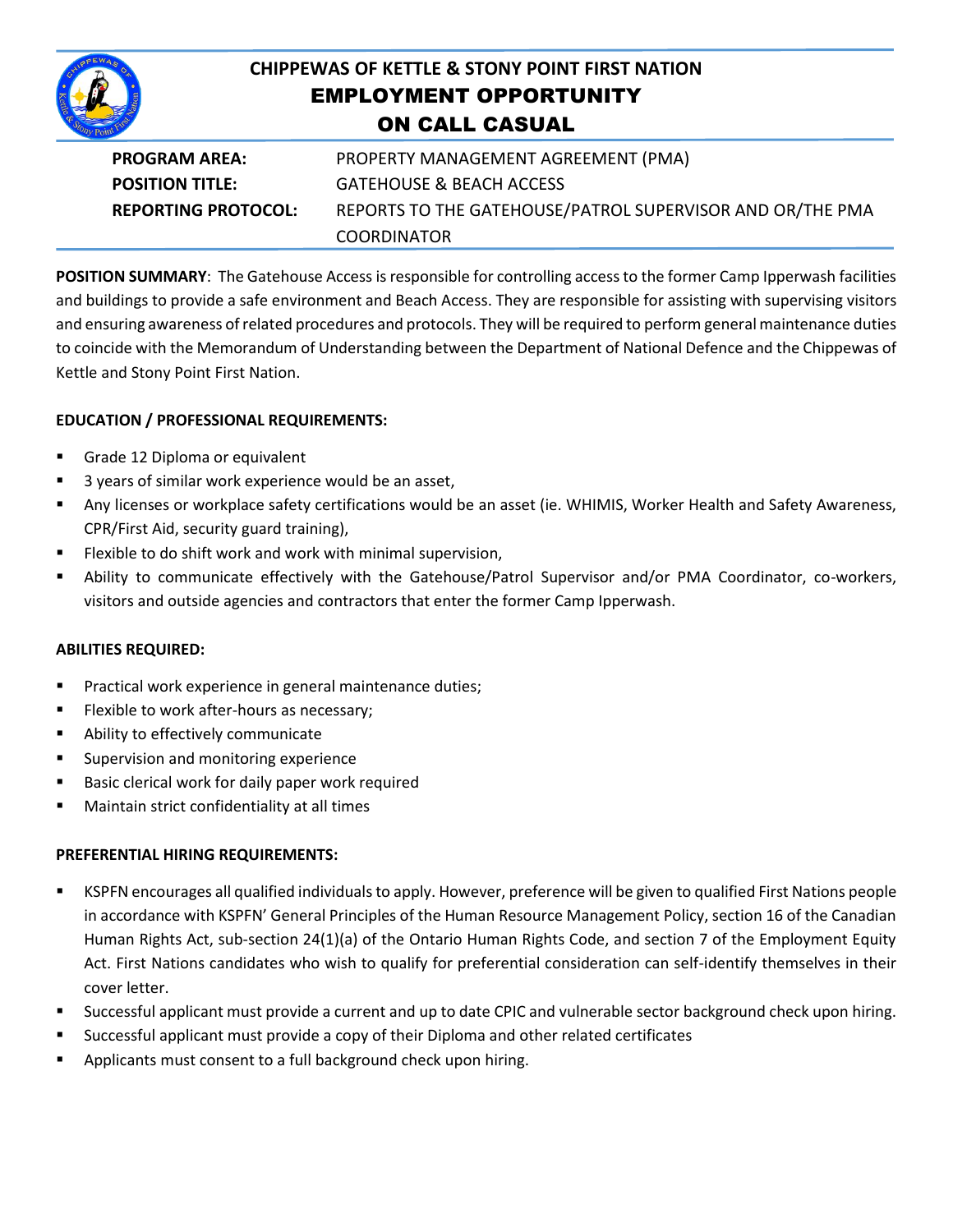# CHIPPEWAS OF KETTLE & STONY POINT FIRST NATION

## EMPLOYMENT OPPORTUNITY

## ON CALL CASUAL

| | |
|---|---|
| **PROGRAM AREA:** | PROPERTY MANAGEMENT AGREEMENT (PMA) |
| **POSITION TITLE:** | GATEHOUSE & BEACH ACCESS |
| **REPORTING PROTOCOL:** | REPORTS TO THE GATEHOUSE/PATROL SUPERVISOR AND OR/THE PMA COORDINATOR |

**POSITION SUMMARY**: The Gatehouse Access is responsible for controlling access to the former Camp Ipperwash facilities and buildings to provide a safe environment and Beach Access. They are responsible for assisting with supervising visitors and ensuring awareness of related procedures and protocols. They will be required to perform general maintenance duties to coincide with the Memorandum of Understanding between the Department of National Defence and the Chippewas of Kettle and Stony Point First Nation.

**EDUCATION / PROFESSIONAL REQUIREMENTS:**

- Grade 12 Diploma or equivalent
- 3 years of similar work experience would be an asset,
- Any licenses or workplace safety certifications would be an asset (ie. WHIMIS, Worker Health and Safety Awareness, CPR/First Aid, security guard training),
- Flexible to do shift work and work with minimal supervision,
- Ability to communicate effectively with the Gatehouse/Patrol Supervisor and/or PMA Coordinator, co-workers, visitors and outside agencies and contractors that enter the former Camp Ipperwash.

**ABILITIES REQUIRED:**

- Practical work experience in general maintenance duties;
- Flexible to work after-hours as necessary;
- Ability to effectively communicate
- Supervision and monitoring experience
- Basic clerical work for daily paper work required
- Maintain strict confidentiality at all times

**PREFERENTIAL HIRING REQUIREMENTS:**

- KSPFN encourages all qualified individuals to apply. However, preference will be given to qualified First Nations people in accordance with KSPFN' General Principles of the Human Resource Management Policy, section 16 of the Canadian Human Rights Act, sub-section 24(1)(a) of the Ontario Human Rights Code, and section 7 of the Employment Equity Act. First Nations candidates who wish to qualify for preferential consideration can self-identify themselves in their cover letter.
- Successful applicant must provide a current and up to date CPIC and vulnerable sector background check upon hiring.
- Successful applicant must provide a copy of their Diploma and other related certificates
- Applicants must consent to a full background check upon hiring.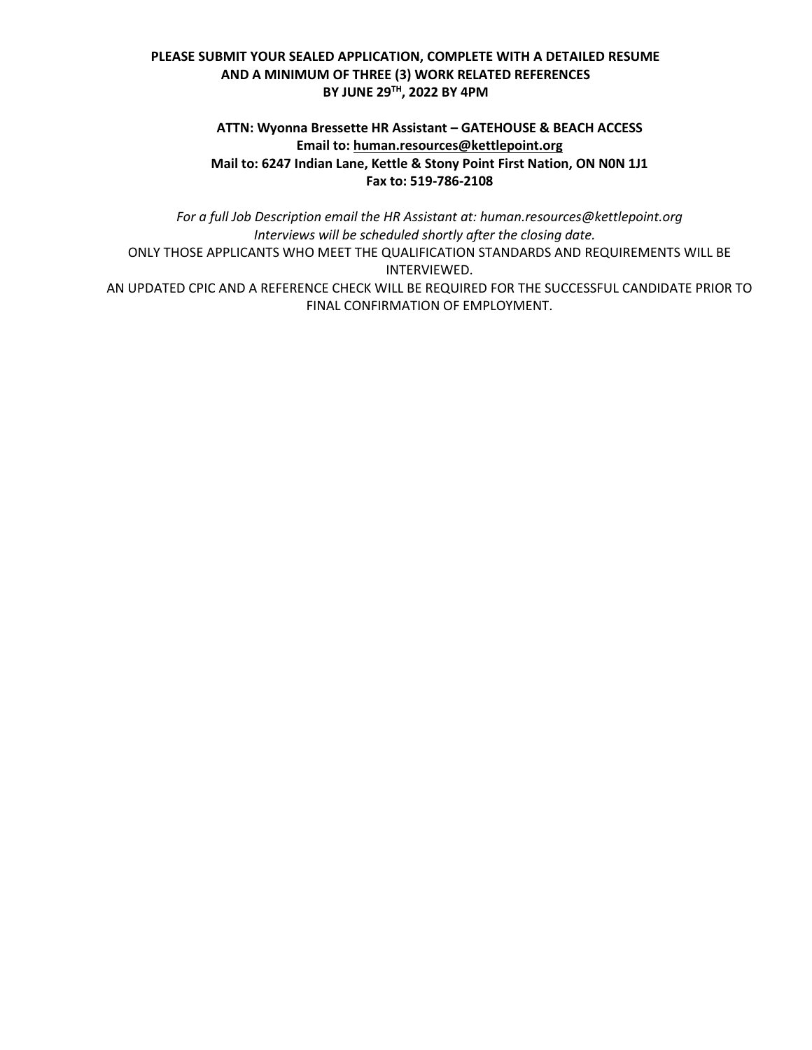**PLEASE SUBMIT YOUR SEALED APPLICATION, COMPLETE WITH A DETAILED RESUME AND A MINIMUM OF THREE (3) WORK RELATED REFERENCES BY JUNE 29TH, 2022 BY 4PM**

**ATTN: Wyonna Bressette HR Assistant – GATEHOUSE & BEACH ACCESS**
**Email to: human.resources@kettlepoint.org**
**Mail to: 6247 Indian Lane, Kettle & Stony Point First Nation, ON N0N 1J1**
**Fax to: 519-786-2108**

*For a full Job Description email the HR Assistant at: human.resources@kettlepoint.org*
*Interviews will be scheduled shortly after the closing date.*

ONLY THOSE APPLICANTS WHO MEET THE QUALIFICATION STANDARDS AND REQUIREMENTS WILL BE INTERVIEWED.

AN UPDATED CPIC AND A REFERENCE CHECK WILL BE REQUIRED FOR THE SUCCESSFUL CANDIDATE PRIOR TO FINAL CONFIRMATION OF EMPLOYMENT.